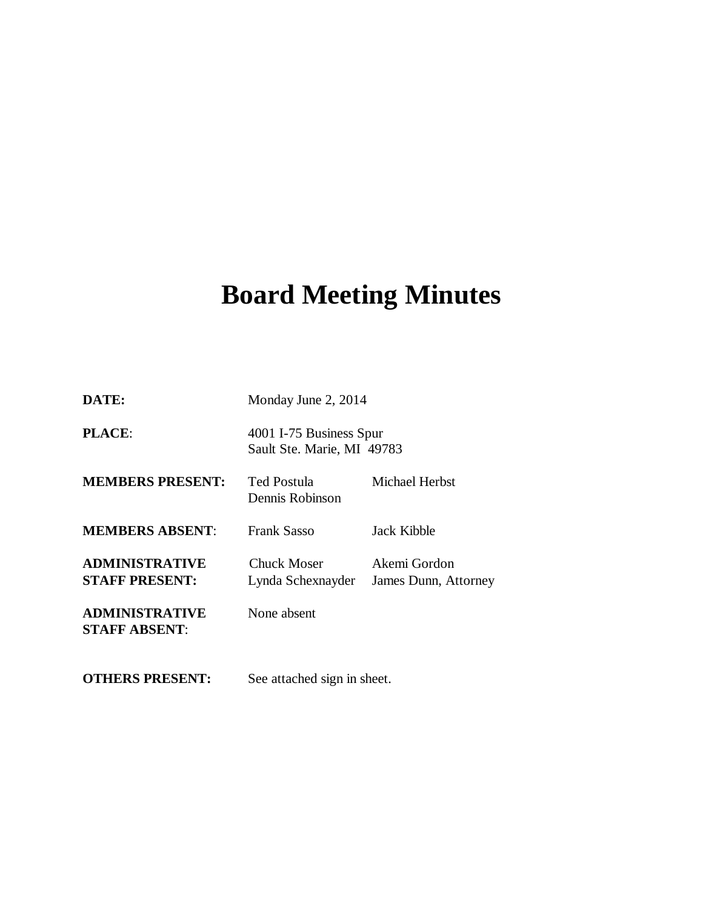# Board Meeting Minutes

| | | |
|---|---|---|
| **DATE:** | Monday June 2, 2014 | |
| **PLACE**: | 4001 I-75 Business Spur<br>Sault Ste. Marie, MI 49783 | |
| **MEMBERS PRESENT:** | Ted Postula<br>Dennis Robinson | Michael Herbst |
| **MEMBERS ABSENT**: | Frank Sasso | Jack Kibble |
| **ADMINISTRATIVE STAFF PRESENT:** | Chuck Moser<br>Lynda Schexnayder | Akemi Gordon<br>James Dunn, Attorney |
| **ADMINISTRATIVE STAFF ABSENT**: | None absent | |
| **OTHERS PRESENT:** | See attached sign in sheet. | |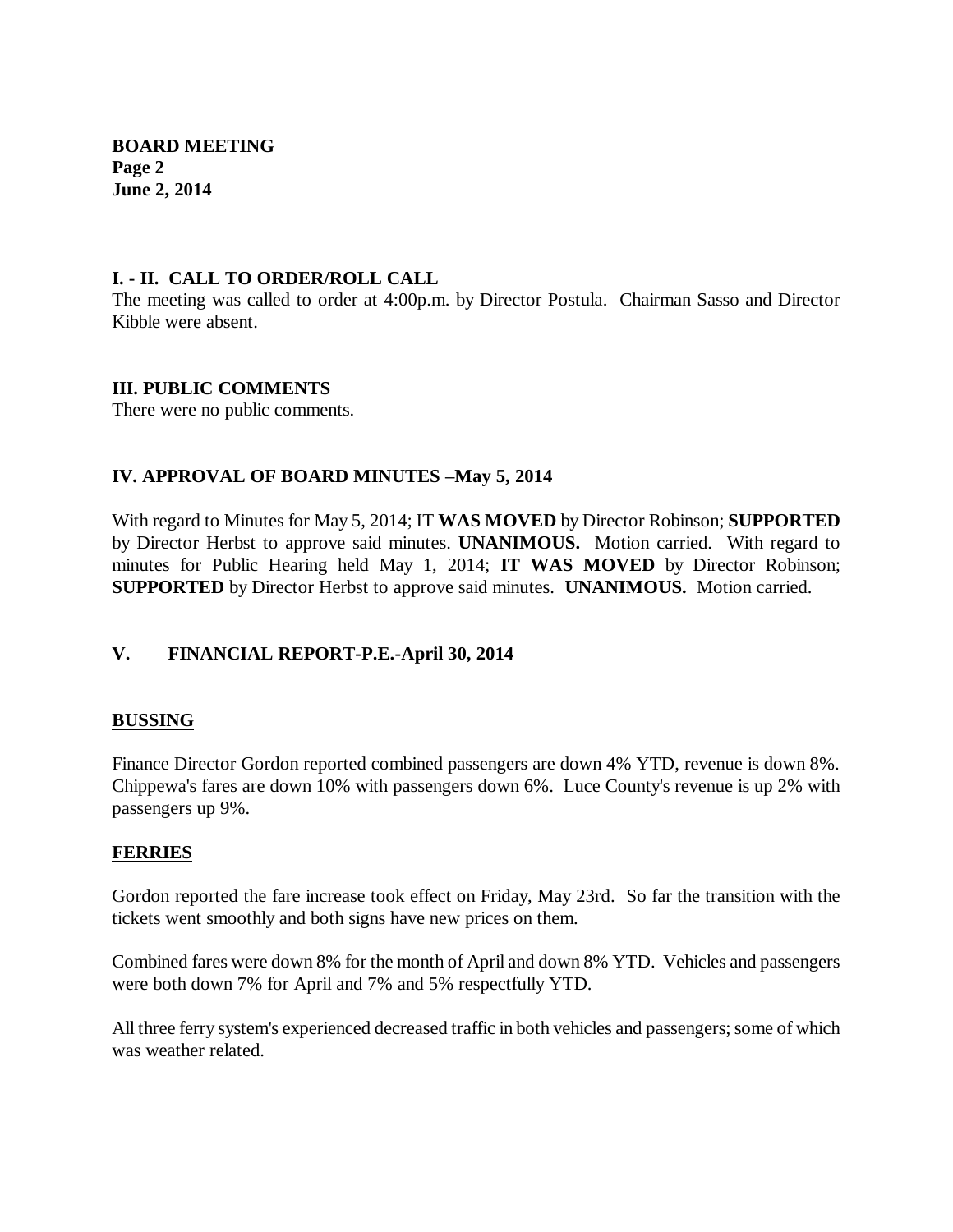## I. - II. CALL TO ORDER/ROLL CALL

The meeting was called to order at 4:00p.m. by Director Postula. Chairman Sasso and Director Kibble were absent.

## III. PUBLIC COMMENTS

There were no public comments.

## IV. APPROVAL OF BOARD MINUTES –May 5, 2014

With regard to Minutes for May 5, 2014; IT **WAS MOVED** by Director Robinson; **SUPPORTED** by Director Herbst to approve said minutes. **UNANIMOUS.** Motion carried. With regard to minutes for Public Hearing held May 1, 2014; **IT WAS MOVED** by Director Robinson; **SUPPORTED** by Director Herbst to approve said minutes. **UNANIMOUS.** Motion carried.

## V. FINANCIAL REPORT-P.E.-April 30, 2014

### BUSSING

Finance Director Gordon reported combined passengers are down 4% YTD, revenue is down 8%. Chippewa's fares are down 10% with passengers down 6%. Luce County's revenue is up 2% with passengers up 9%.

### FERRIES

Gordon reported the fare increase took effect on Friday, May 23rd. So far the transition with the tickets went smoothly and both signs have new prices on them.

Combined fares were down 8% for the month of April and down 8% YTD. Vehicles and passengers were both down 7% for April and 7% and 5% respectfully YTD.

All three ferry system's experienced decreased traffic in both vehicles and passengers; some of which was weather related.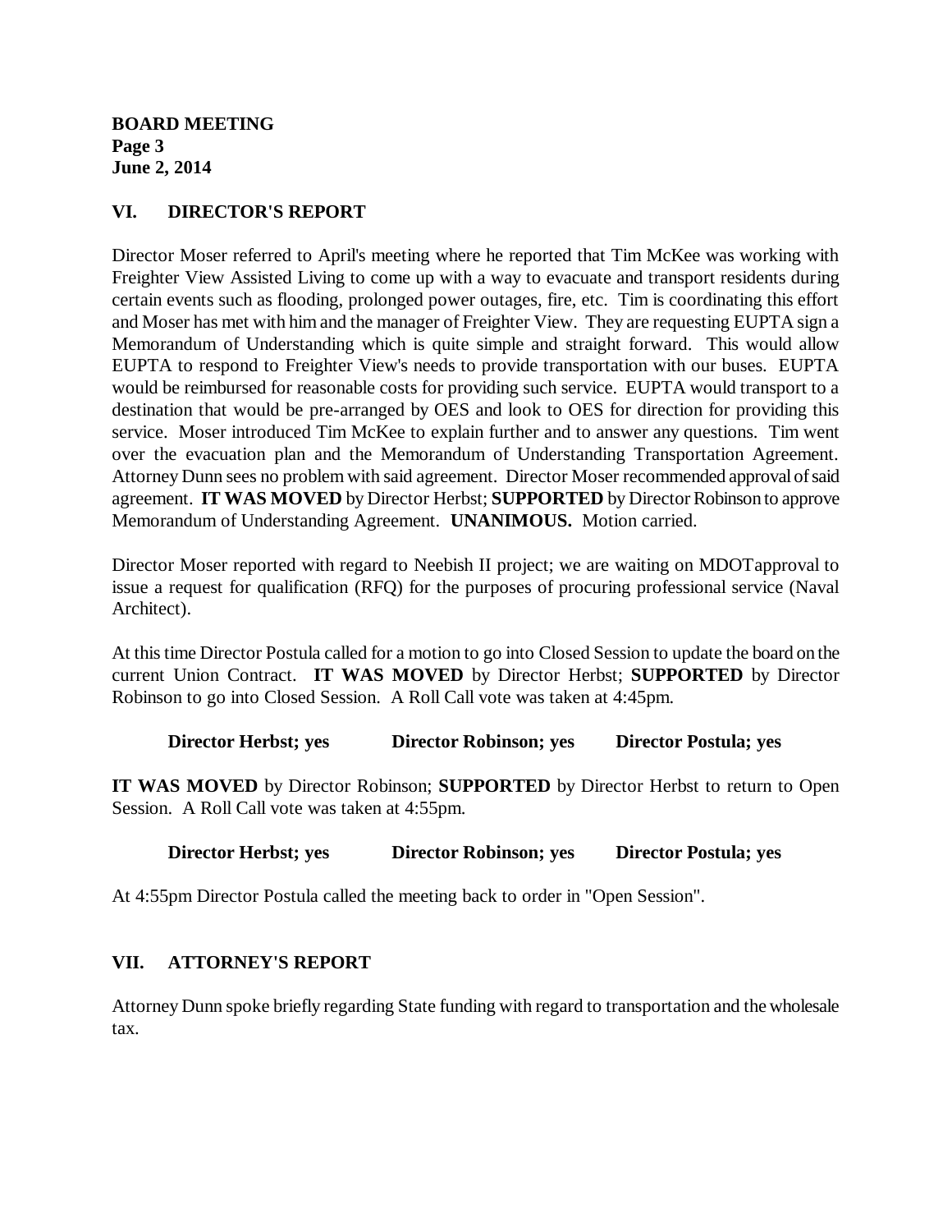## VI. DIRECTOR'S REPORT

Director Moser referred to April's meeting where he reported that Tim McKee was working with Freighter View Assisted Living to come up with a way to evacuate and transport residents during certain events such as flooding, prolonged power outages, fire, etc. Tim is coordinating this effort and Moser has met with him and the manager of Freighter View. They are requesting EUPTA sign a Memorandum of Understanding which is quite simple and straight forward. This would allow EUPTA to respond to Freighter View's needs to provide transportation with our buses. EUPTA would be reimbursed for reasonable costs for providing such service. EUPTA would transport to a destination that would be pre-arranged by OES and look to OES for direction for providing this service. Moser introduced Tim McKee to explain further and to answer any questions. Tim went over the evacuation plan and the Memorandum of Understanding Transportation Agreement. Attorney Dunn sees no problem with said agreement. Director Moser recommended approval of said agreement. **IT WAS MOVED** by Director Herbst; **SUPPORTED** by Director Robinson to approve Memorandum of Understanding Agreement. **UNANIMOUS.** Motion carried.

Director Moser reported with regard to Neebish II project; we are waiting on MDOTapproval to issue a request for qualification (RFQ) for the purposes of procuring professional service (Naval Architect).

At this time Director Postula called for a motion to go into Closed Session to update the board on the current Union Contract. **IT WAS MOVED** by Director Herbst; **SUPPORTED** by Director Robinson to go into Closed Session. A Roll Call vote was taken at 4:45pm.

**Director Herbst; yes** **Director Robinson; yes** **Director Postula; yes**

**IT WAS MOVED** by Director Robinson; **SUPPORTED** by Director Herbst to return to Open Session. A Roll Call vote was taken at 4:55pm.

**Director Herbst; yes** **Director Robinson; yes** **Director Postula; yes**

At 4:55pm Director Postula called the meeting back to order in "Open Session".

## VII. ATTORNEY'S REPORT

Attorney Dunn spoke briefly regarding State funding with regard to transportation and the wholesale tax.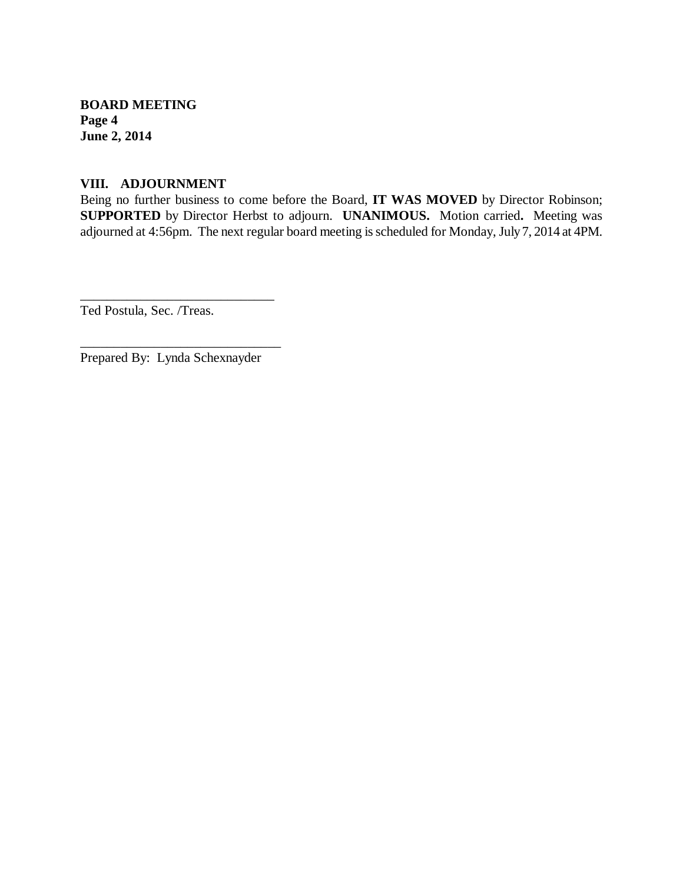## VIII. ADJOURNMENT

Being no further business to come before the Board, **IT WAS MOVED** by Director Robinson; **SUPPORTED** by Director Herbst to adjourn. **UNANIMOUS.** Motion carried**.** Meeting was adjourned at 4:56pm. The next regular board meeting is scheduled for Monday, July 7, 2014 at 4PM.

______________________________
Ted Postula, Sec. /Treas.

______________________________
Prepared By: Lynda Schexnayder